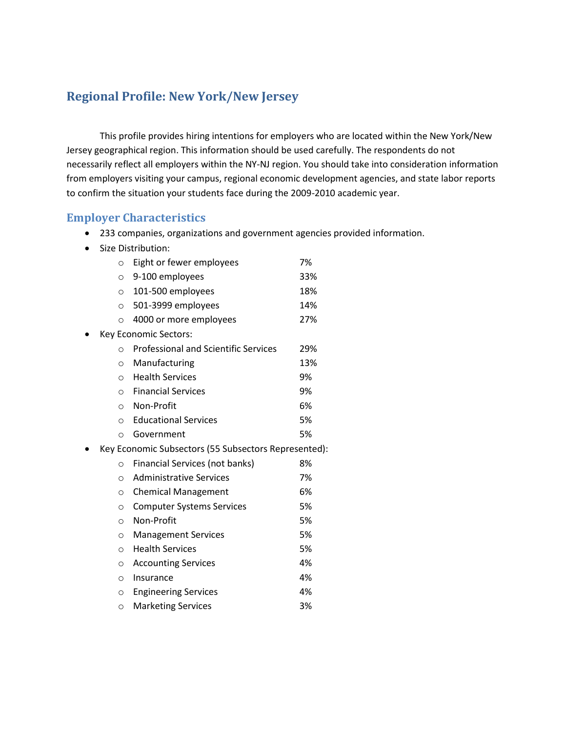# Regional Profile: New York/New Jersey

This profile provides hiring intentions for employers who are located within the New York/New Jersey geographical region. This information should be used carefully. The respondents do not necessarily reflect all employers within the NY-NJ region. You should take into consideration information from employers visiting your campus, regional economic development agencies, and state labor reports to confirm the situation your students face during the 2009-2010 academic year.

## Employer Characteristics

- 233 companies, organizations and government agencies provided information.
- Size Distribution:
  - Eight or fewer employees 7%
  - 9-100 employees 33%
  - 101-500 employees 18%
  - 501-3999 employees 14%
  - 4000 or more employees 27%
- Key Economic Sectors:
  - Professional and Scientific Services 29%
  - Manufacturing 13%
  - Health Services 9%
  - Financial Services 9%
  - Non-Profit 6%
  - Educational Services 5%
  - Government 5%
- Key Economic Subsectors (55 Subsectors Represented):
  - Financial Services (not banks) 8%
  - Administrative Services 7%
  - Chemical Management 6%
  - Computer Systems Services 5%
  - Non-Profit 5%
  - Management Services 5%
  - Health Services 5%
  - Accounting Services 4%
  - Insurance 4%
  - Engineering Services 4%
  - Marketing Services 3%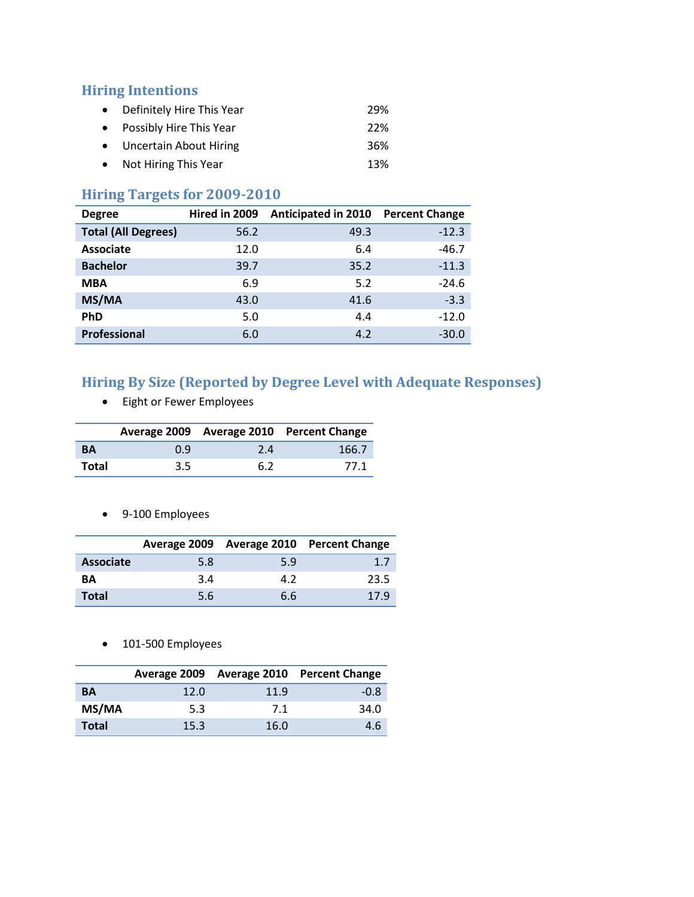## Hiring Intentions

- Definitely Hire This Year 29%
- Possibly Hire This Year 22%
- Uncertain About Hiring 36%
- Not Hiring This Year 13%

## Hiring Targets for 2009-2010

| Degree | Hired in 2009 | Anticipated in 2010 | Percent Change |
|---|---|---|---|
| **Total (All Degrees)** | 56.2 | 49.3 | -12.3 |
| **Associate** | 12.0 | 6.4 | -46.7 |
| **Bachelor** | 39.7 | 35.2 | -11.3 |
| **MBA** | 6.9 | 5.2 | -24.6 |
| **MS/MA** | 43.0 | 41.6 | -3.3 |
| **PhD** | 5.0 | 4.4 | -12.0 |
| **Professional** | 6.0 | 4.2 | -30.0 |

## Hiring By Size (Reported by Degree Level with Adequate Responses)

- Eight or Fewer Employees

| | Average 2009 | Average 2010 | Percent Change |
|---|---|---|---|
| **BA** | 0.9 | 2.4 | 166.7 |
| **Total** | 3.5 | 6.2 | 77.1 |

- 9-100 Employees

| | Average 2009 | Average 2010 | Percent Change |
|---|---|---|---|
| **Associate** | 5.8 | 5.9 | 1.7 |
| **BA** | 3.4 | 4.2 | 23.5 |
| **Total** | 5.6 | 6.6 | 17.9 |

- 101-500 Employees

| | Average 2009 | Average 2010 | Percent Change |
|---|---|---|---|
| **BA** | 12.0 | 11.9 | -0.8 |
| **MS/MA** | 5.3 | 7.1 | 34.0 |
| **Total** | 15.3 | 16.0 | 4.6 |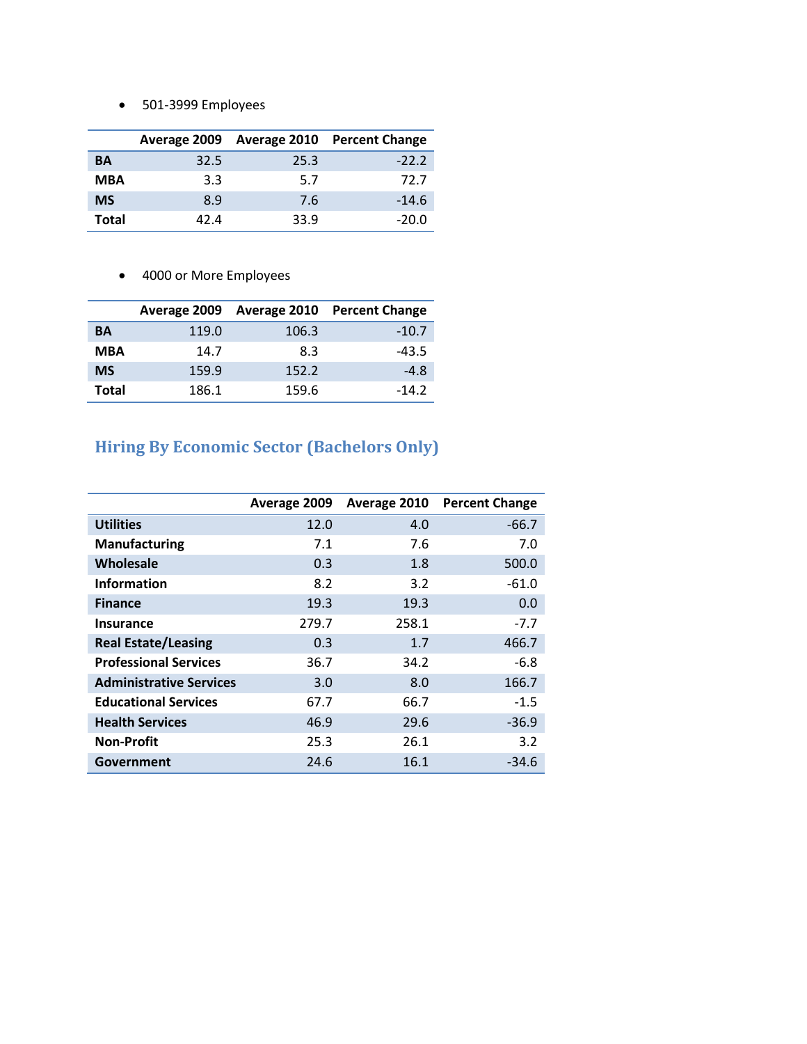- 501-3999 Employees

| | Average 2009 | Average 2010 | Percent Change |
|---|---|---|---|
| **BA** | 32.5 | 25.3 | -22.2 |
| **MBA** | 3.3 | 5.7 | 72.7 |
| **MS** | 8.9 | 7.6 | -14.6 |
| **Total** | 42.4 | 33.9 | -20.0 |

- 4000 or More Employees

| | Average 2009 | Average 2010 | Percent Change |
|---|---|---|---|
| **BA** | 119.0 | 106.3 | -10.7 |
| **MBA** | 14.7 | 8.3 | -43.5 |
| **MS** | 159.9 | 152.2 | -4.8 |
| **Total** | 186.1 | 159.6 | -14.2 |

## Hiring By Economic Sector (Bachelors Only)

| | Average 2009 | Average 2010 | Percent Change |
|---|---|---|---|
| **Utilities** | 12.0 | 4.0 | -66.7 |
| **Manufacturing** | 7.1 | 7.6 | 7.0 |
| **Wholesale** | 0.3 | 1.8 | 500.0 |
| **Information** | 8.2 | 3.2 | -61.0 |
| **Finance** | 19.3 | 19.3 | 0.0 |
| **Insurance** | 279.7 | 258.1 | -7.7 |
| **Real Estate/Leasing** | 0.3 | 1.7 | 466.7 |
| **Professional Services** | 36.7 | 34.2 | -6.8 |
| **Administrative Services** | 3.0 | 8.0 | 166.7 |
| **Educational Services** | 67.7 | 66.7 | -1.5 |
| **Health Services** | 46.9 | 29.6 | -36.9 |
| **Non-Profit** | 25.3 | 26.1 | 3.2 |
| **Government** | 24.6 | 16.1 | -34.6 |